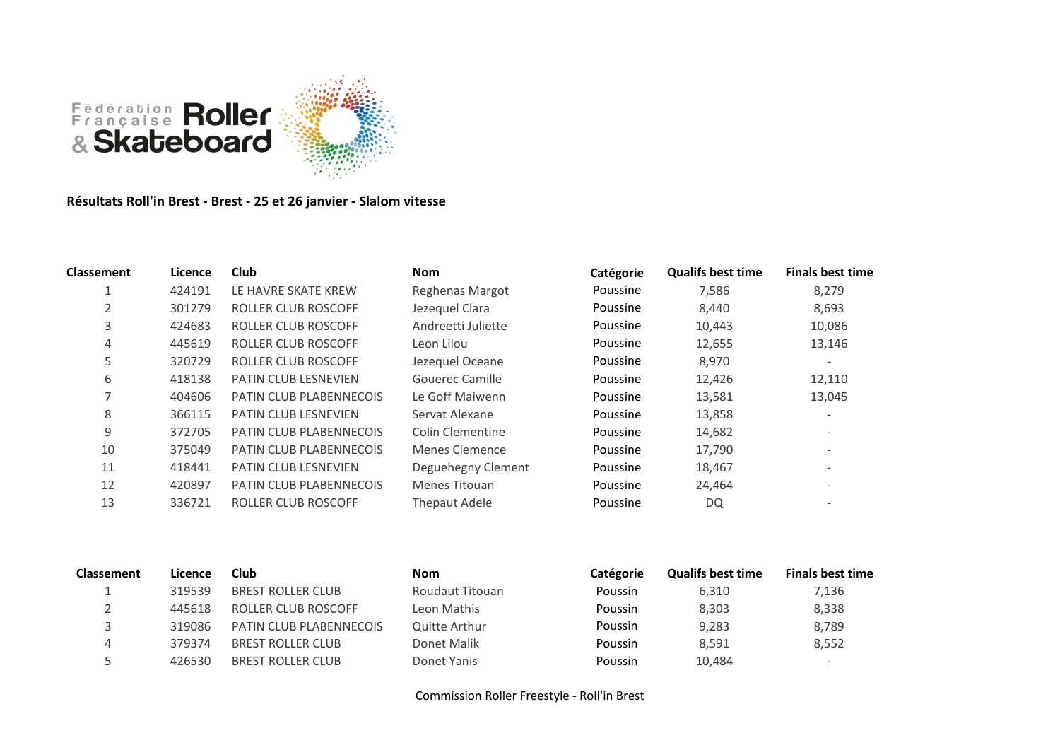Fédération Française Roller & Skateboard

**Résultats Roll'in Brest - Brest - 25 et 26 janvier - Slalom vitesse**

| Classement | Licence | Club | Nom | Catégorie | Qualifs best time | Finals best time |
|---|---|---|---|---|---|---|
| 1 | 424191 | LE HAVRE SKATE KREW | Reghenas Margot | Poussine | 7,586 | 8,279 |
| 2 | 301279 | ROLLER CLUB ROSCOFF | Jezequel Clara | Poussine | 8,440 | 8,693 |
| 3 | 424683 | ROLLER CLUB ROSCOFF | Andreetti Juliette | Poussine | 10,443 | 10,086 |
| 4 | 445619 | ROLLER CLUB ROSCOFF | Leon Lilou | Poussine | 12,655 | 13,146 |
| 5 | 320729 | ROLLER CLUB ROSCOFF | Jezequel Oceane | Poussine | 8,970 | - |
| 6 | 418138 | PATIN CLUB LESNEVIEN | Gouerec Camille | Poussine | 12,426 | 12,110 |
| 7 | 404606 | PATIN CLUB PLABENNECOIS | Le Goff Maiwenn | Poussine | 13,581 | 13,045 |
| 8 | 366115 | PATIN CLUB LESNEVIEN | Servat Alexane | Poussine | 13,858 | - |
| 9 | 372705 | PATIN CLUB PLABENNECOIS | Colin Clementine | Poussine | 14,682 | - |
| 10 | 375049 | PATIN CLUB PLABENNECOIS | Menes Clemence | Poussine | 17,790 | - |
| 11 | 418441 | PATIN CLUB LESNEVIEN | Deguehegny Clement | Poussine | 18,467 | - |
| 12 | 420897 | PATIN CLUB PLABENNECOIS | Menes Titouan | Poussine | 24,464 | - |
| 13 | 336721 | ROLLER CLUB ROSCOFF | Thepaut Adele | Poussine | DQ | - |

| Classement | Licence | Club | Nom | Catégorie | Qualifs best time | Finals best time |
|---|---|---|---|---|---|---|
| 1 | 319539 | BREST ROLLER CLUB | Roudaut Titouan | Poussin | 6,310 | 7,136 |
| 2 | 445618 | ROLLER CLUB ROSCOFF | Leon Mathis | Poussin | 8,303 | 8,338 |
| 3 | 319086 | PATIN CLUB PLABENNECOIS | Quitte Arthur | Poussin | 9,283 | 8,789 |
| 4 | 379374 | BREST ROLLER CLUB | Donet Malik | Poussin | 8,591 | 8,552 |
| 5 | 426530 | BREST ROLLER CLUB | Donet Yanis | Poussin | 10,484 | - |

Commission Roller Freestyle - Roll'in Brest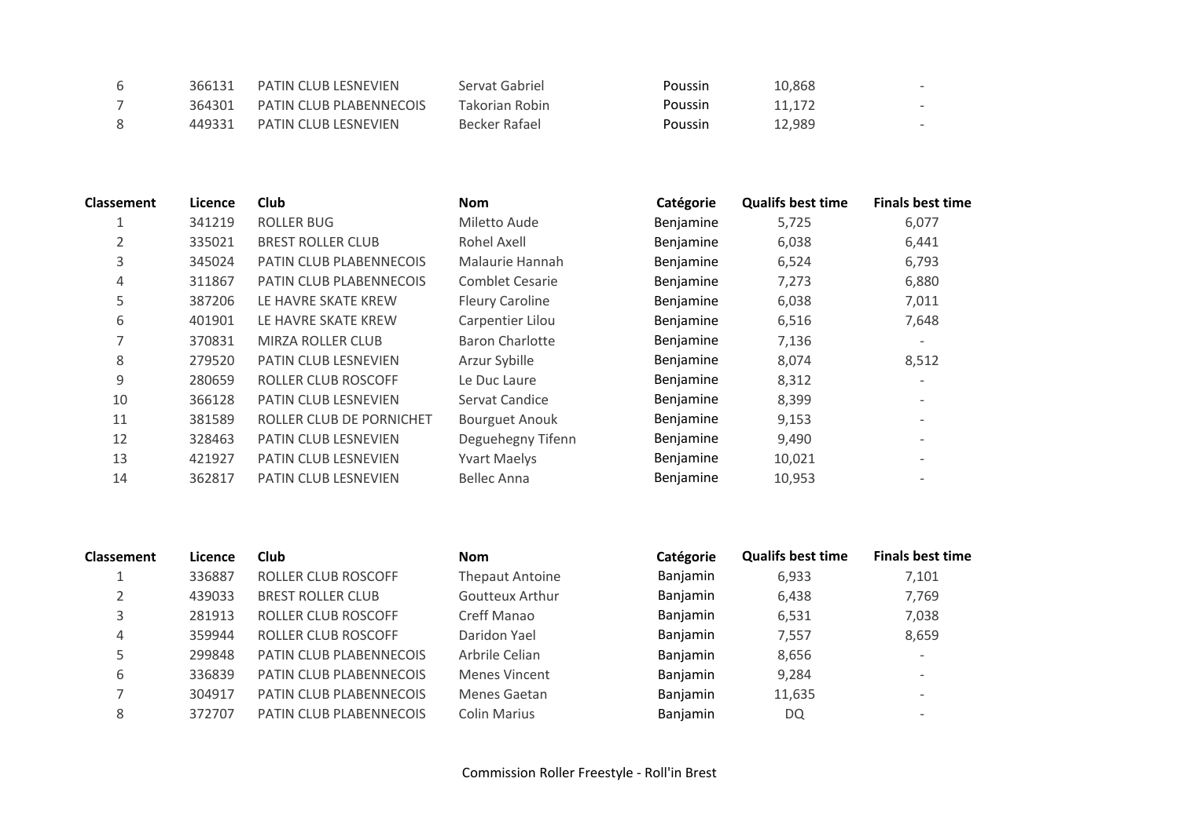| Classement | Licence | Club | Nom | Catégorie | Qualifs best time | Finals best time |
|---|---|---|---|---|---|---|
| 6 | 366131 | PATIN CLUB LESNEVIEN | Servat Gabriel | Poussin | 10,868 | - |
| 7 | 364301 | PATIN CLUB PLABENNECOIS | Takorian Robin | Poussin | 11,172 | - |
| 8 | 449331 | PATIN CLUB LESNEVIEN | Becker Rafael | Poussin | 12,989 | - |

| Classement | Licence | Club | Nom | Catégorie | Qualifs best time | Finals best time |
|---|---|---|---|---|---|---|
| 1 | 341219 | ROLLER BUG | Miletto Aude | Benjamine | 5,725 | 6,077 |
| 2 | 335021 | BREST ROLLER CLUB | Rohel Axell | Benjamine | 6,038 | 6,441 |
| 3 | 345024 | PATIN CLUB PLABENNECOIS | Malaurie Hannah | Benjamine | 6,524 | 6,793 |
| 4 | 311867 | PATIN CLUB PLABENNECOIS | Comblet Cesarie | Benjamine | 7,273 | 6,880 |
| 5 | 387206 | LE HAVRE SKATE KREW | Fleury Caroline | Benjamine | 6,038 | 7,011 |
| 6 | 401901 | LE HAVRE SKATE KREW | Carpentier Lilou | Benjamine | 6,516 | 7,648 |
| 7 | 370831 | MIRZA ROLLER CLUB | Baron Charlotte | Benjamine | 7,136 | - |
| 8 | 279520 | PATIN CLUB LESNEVIEN | Arzur Sybille | Benjamine | 8,074 | 8,512 |
| 9 | 280659 | ROLLER CLUB ROSCOFF | Le Duc Laure | Benjamine | 8,312 | - |
| 10 | 366128 | PATIN CLUB LESNEVIEN | Servat Candice | Benjamine | 8,399 | - |
| 11 | 381589 | ROLLER CLUB DE PORNICHET | Bourguet Anouk | Benjamine | 9,153 | - |
| 12 | 328463 | PATIN CLUB LESNEVIEN | Deguehegny Tifenn | Benjamine | 9,490 | - |
| 13 | 421927 | PATIN CLUB LESNEVIEN | Yvart Maelys | Benjamine | 10,021 | - |
| 14 | 362817 | PATIN CLUB LESNEVIEN | Bellec Anna | Benjamine | 10,953 | - |

| Classement | Licence | Club | Nom | Catégorie | Qualifs best time | Finals best time |
|---|---|---|---|---|---|---|
| 1 | 336887 | ROLLER CLUB ROSCOFF | Thepaut Antoine | Banjamin | 6,933 | 7,101 |
| 2 | 439033 | BREST ROLLER CLUB | Goutteux Arthur | Banjamin | 6,438 | 7,769 |
| 3 | 281913 | ROLLER CLUB ROSCOFF | Creff Manao | Banjamin | 6,531 | 7,038 |
| 4 | 359944 | ROLLER CLUB ROSCOFF | Daridon Yael | Banjamin | 7,557 | 8,659 |
| 5 | 299848 | PATIN CLUB PLABENNECOIS | Arbrile Celian | Banjamin | 8,656 | - |
| 6 | 336839 | PATIN CLUB PLABENNECOIS | Menes Vincent | Banjamin | 9,284 | - |
| 7 | 304917 | PATIN CLUB PLABENNECOIS | Menes Gaetan | Banjamin | 11,635 | - |
| 8 | 372707 | PATIN CLUB PLABENNECOIS | Colin Marius | Banjamin | DQ | - |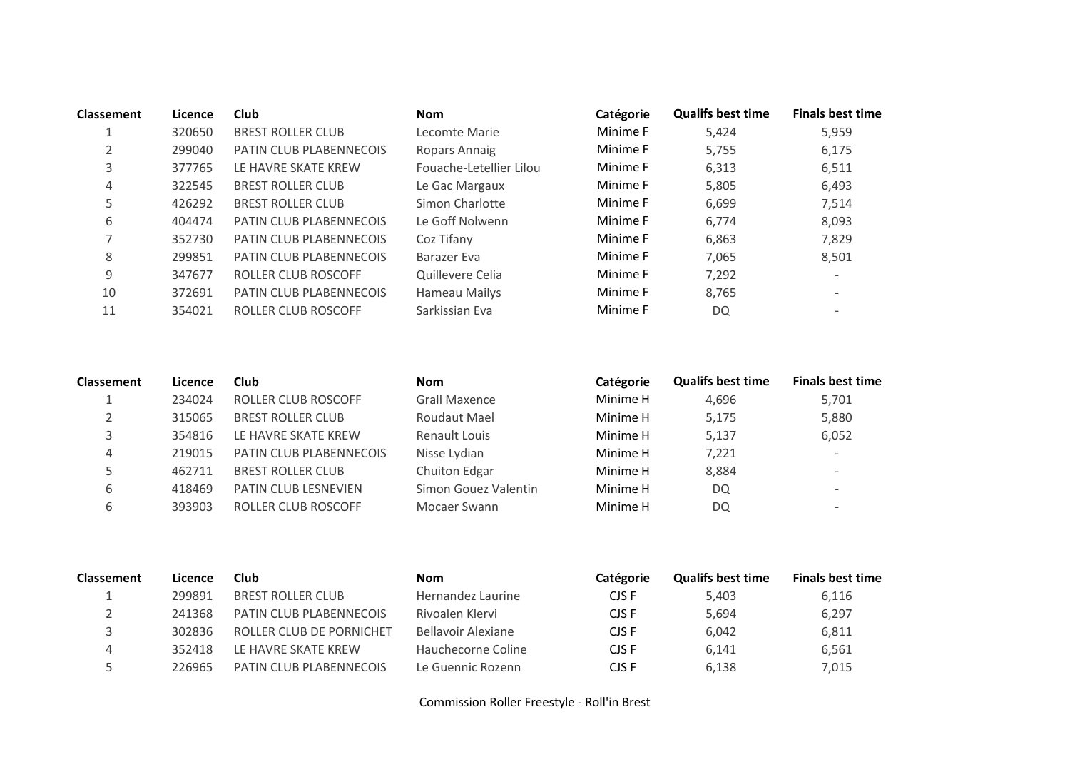| Classement | Licence | Club | Nom | Catégorie | Qualifs best time | Finals best time |
|---|---|---|---|---|---|---|
| 1 | 320650 | BREST ROLLER CLUB | Lecomte Marie | Minime F | 5,424 | 5,959 |
| 2 | 299040 | PATIN CLUB PLABENNECOIS | Ropars Annaig | Minime F | 5,755 | 6,175 |
| 3 | 377765 | LE HAVRE SKATE KREW | Fouache-Letellier Lilou | Minime F | 6,313 | 6,511 |
| 4 | 322545 | BREST ROLLER CLUB | Le Gac Margaux | Minime F | 5,805 | 6,493 |
| 5 | 426292 | BREST ROLLER CLUB | Simon Charlotte | Minime F | 6,699 | 7,514 |
| 6 | 404474 | PATIN CLUB PLABENNECOIS | Le Goff Nolwenn | Minime F | 6,774 | 8,093 |
| 7 | 352730 | PATIN CLUB PLABENNECOIS | Coz Tifany | Minime F | 6,863 | 7,829 |
| 8 | 299851 | PATIN CLUB PLABENNECOIS | Barazer Eva | Minime F | 7,065 | 8,501 |
| 9 | 347677 | ROLLER CLUB ROSCOFF | Quillevere Celia | Minime F | 7,292 | - |
| 10 | 372691 | PATIN CLUB PLABENNECOIS | Hameau Mailys | Minime F | 8,765 | - |
| 11 | 354021 | ROLLER CLUB ROSCOFF | Sarkissian Eva | Minime F | DQ | - |

| Classement | Licence | Club | Nom | Catégorie | Qualifs best time | Finals best time |
|---|---|---|---|---|---|---|
| 1 | 234024 | ROLLER CLUB ROSCOFF | Grall Maxence | Minime H | 4,696 | 5,701 |
| 2 | 315065 | BREST ROLLER CLUB | Roudaut Mael | Minime H | 5,175 | 5,880 |
| 3 | 354816 | LE HAVRE SKATE KREW | Renault Louis | Minime H | 5,137 | 6,052 |
| 4 | 219015 | PATIN CLUB PLABENNECOIS | Nisse Lydian | Minime H | 7,221 | - |
| 5 | 462711 | BREST ROLLER CLUB | Chuiton Edgar | Minime H | 8,884 | - |
| 6 | 418469 | PATIN CLUB LESNEVIEN | Simon Gouez Valentin | Minime H | DQ | - |
| 6 | 393903 | ROLLER CLUB ROSCOFF | Mocaer Swann | Minime H | DQ | - |

| Classement | Licence | Club | Nom | Catégorie | Qualifs best time | Finals best time |
|---|---|---|---|---|---|---|
| 1 | 299891 | BREST ROLLER CLUB | Hernandez Laurine | CJS F | 5,403 | 6,116 |
| 2 | 241368 | PATIN CLUB PLABENNECOIS | Rivoalen Klervi | CJS F | 5,694 | 6,297 |
| 3 | 302836 | ROLLER CLUB DE PORNICHET | Bellavoir Alexiane | CJS F | 6,042 | 6,811 |
| 4 | 352418 | LE HAVRE SKATE KREW | Hauchecorne Coline | CJS F | 6,141 | 6,561 |
| 5 | 226965 | PATIN CLUB PLABENNECOIS | Le Guennic Rozenn | CJS F | 6,138 | 7,015 |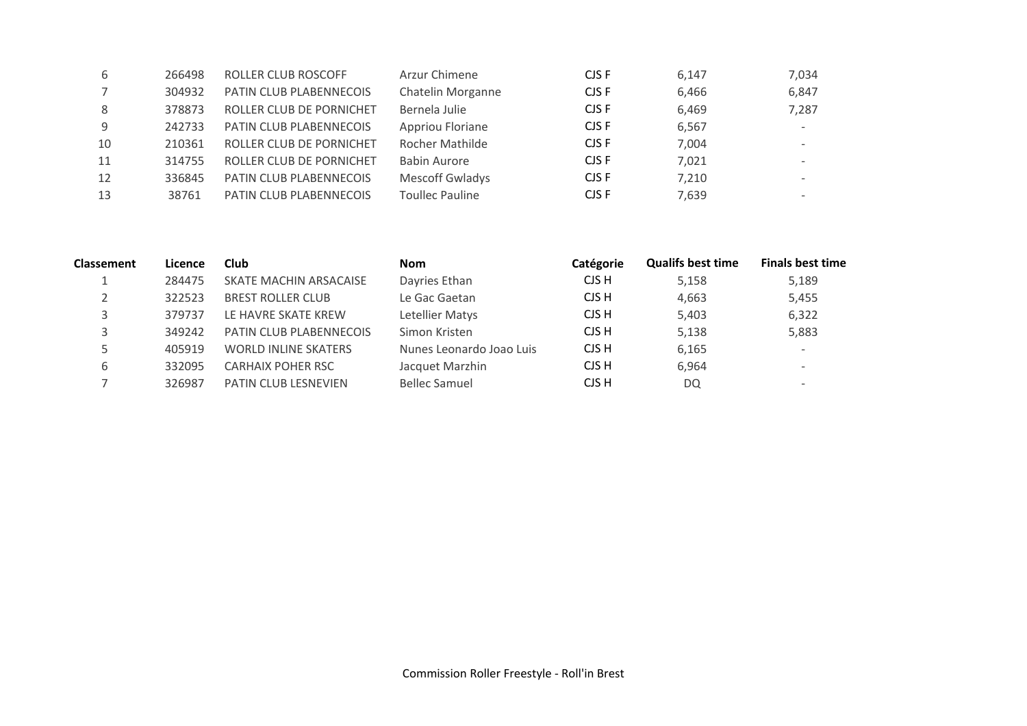| | | | | | | |
|---|---|---|---|---|---|---|
| 6 | 266498 | ROLLER CLUB ROSCOFF | Arzur Chimene | CJS F | 6,147 | 7,034 |
| 7 | 304932 | PATIN CLUB PLABENNECOIS | Chatelin Morganne | CJS F | 6,466 | 6,847 |
| 8 | 378873 | ROLLER CLUB DE PORNICHET | Bernela Julie | CJS F | 6,469 | 7,287 |
| 9 | 242733 | PATIN CLUB PLABENNECOIS | Appriou Floriane | CJS F | 6,567 | - |
| 10 | 210361 | ROLLER CLUB DE PORNICHET | Rocher Mathilde | CJS F | 7,004 | - |
| 11 | 314755 | ROLLER CLUB DE PORNICHET | Babin Aurore | CJS F | 7,021 | - |
| 12 | 336845 | PATIN CLUB PLABENNECOIS | Mescoff Gwladys | CJS F | 7,210 | - |
| 13 | 38761 | PATIN CLUB PLABENNECOIS | Toullec Pauline | CJS F | 7,639 | - |

| Classement | Licence | Club | Nom | Catégorie | Qualifs best time | Finals best time |
|---|---|---|---|---|---|---|
| 1 | 284475 | SKATE MACHIN ARSACAISE | Dayries Ethan | CJS H | 5,158 | 5,189 |
| 2 | 322523 | BREST ROLLER CLUB | Le Gac Gaetan | CJS H | 4,663 | 5,455 |
| 3 | 379737 | LE HAVRE SKATE KREW | Letellier Matys | CJS H | 5,403 | 6,322 |
| 3 | 349242 | PATIN CLUB PLABENNECOIS | Simon Kristen | CJS H | 5,138 | 5,883 |
| 5 | 405919 | WORLD INLINE SKATERS | Nunes Leonardo Joao Luis | CJS H | 6,165 | - |
| 6 | 332095 | CARHAIX POHER RSC | Jacquet Marzhin | CJS H | 6,964 | - |
| 7 | 326987 | PATIN CLUB LESNEVIEN | Bellec Samuel | CJS H | DQ | - |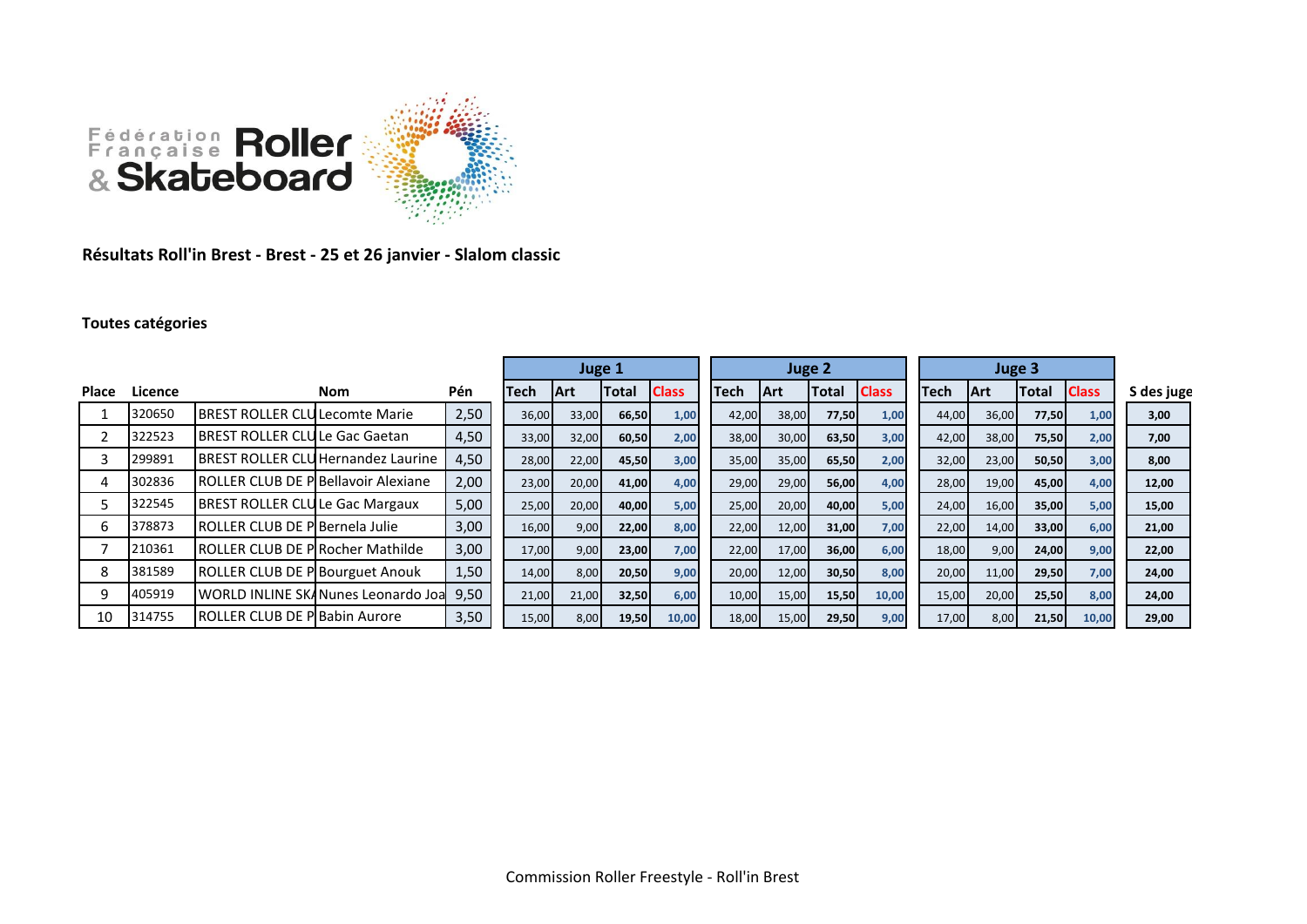Fédération Française Roller & Skateboard

**Résultats Roll'in Brest - Brest - 25 et 26 janvier - Slalom classic**

**Toutes catégories**

| | | | | | Juge 1 | | | | Juge 2 | | | | Juge 3 | | | | |
|---|---|---|---|---|---|---|---|---|---|---|---|---|---|---|---|---|---|
| **Place** | **Licence** | | **Nom** | **Pén** | **Tech** | **Art** | **Total** | **Class** | **Tech** | **Art** | **Total** | **Class** | **Tech** | **Art** | **Total** | **Class** | **S des juge** |
| 1 | 320650 | BREST ROLLER CLU | Lecomte Marie | 2,50 | 36,00 | 33,00 | **66,50** | **1,00** | 42,00 | 38,00 | **77,50** | **1,00** | 44,00 | 36,00 | **77,50** | **1,00** | **3,00** |
| 2 | 322523 | BREST ROLLER CLU | Le Gac Gaetan | 4,50 | 33,00 | 32,00 | **60,50** | **2,00** | 38,00 | 30,00 | **63,50** | **3,00** | 42,00 | 38,00 | **75,50** | **2,00** | **7,00** |
| 3 | 299891 | BREST ROLLER CLU | Hernandez Laurine | 4,50 | 28,00 | 22,00 | **45,50** | **3,00** | 35,00 | 35,00 | **65,50** | **2,00** | 32,00 | 23,00 | **50,50** | **3,00** | **8,00** |
| 4 | 302836 | ROLLER CLUB DE P | Bellavoir Alexiane | 2,00 | 23,00 | 20,00 | **41,00** | **4,00** | 29,00 | 29,00 | **56,00** | **4,00** | 28,00 | 19,00 | **45,00** | **4,00** | **12,00** |
| 5 | 322545 | BREST ROLLER CLU | Le Gac Margaux | 5,00 | 25,00 | 20,00 | **40,00** | **5,00** | 25,00 | 20,00 | **40,00** | **5,00** | 24,00 | 16,00 | **35,00** | **5,00** | **15,00** |
| 6 | 378873 | ROLLER CLUB DE P | Bernela Julie | 3,00 | 16,00 | 9,00 | **22,00** | **8,00** | 22,00 | 12,00 | **31,00** | **7,00** | 22,00 | 14,00 | **33,00** | **6,00** | **21,00** |
| 7 | 210361 | ROLLER CLUB DE P | Rocher Mathilde | 3,00 | 17,00 | 9,00 | **23,00** | **7,00** | 22,00 | 17,00 | **36,00** | **6,00** | 18,00 | 9,00 | **24,00** | **9,00** | **22,00** |
| 8 | 381589 | ROLLER CLUB DE P | Bourguet Anouk | 1,50 | 14,00 | 8,00 | **20,50** | **9,00** | 20,00 | 12,00 | **30,50** | **8,00** | 20,00 | 11,00 | **29,50** | **7,00** | **24,00** |
| 9 | 405919 | WORLD INLINE SK/ | Nunes Leonardo Joa | 9,50 | 21,00 | 21,00 | **32,50** | **6,00** | 10,00 | 15,00 | **15,50** | **10,00** | 15,00 | 20,00 | **25,50** | **8,00** | **24,00** |
| 10 | 314755 | ROLLER CLUB DE P | Babin Aurore | 3,50 | 15,00 | 8,00 | **19,50** | **10,00** | 18,00 | 15,00 | **29,50** | **9,00** | 17,00 | 8,00 | **21,50** | **10,00** | **29,00** |

Commission Roller Freestyle - Roll'in Brest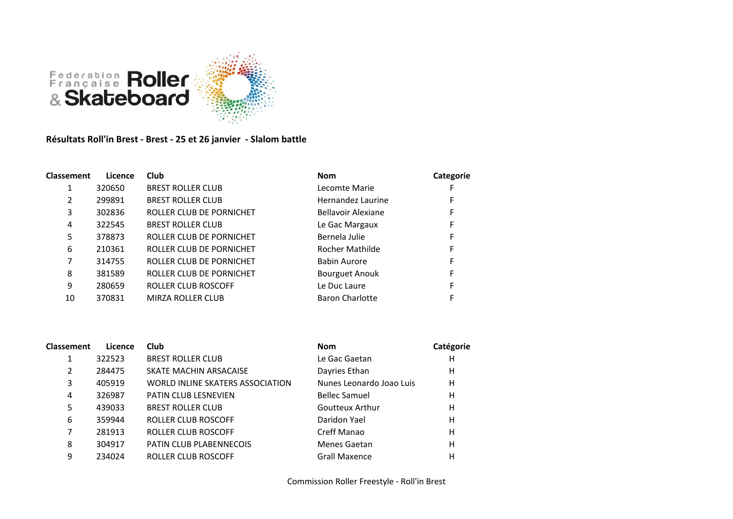**Résultats Roll'in Brest - Brest - 25 et 26 janvier - Slalom battle**

| Classement | Licence | Club | Nom | Categorie |
|---|---|---|---|---|
| 1 | 320650 | BREST ROLLER CLUB | Lecomte Marie | F |
| 2 | 299891 | BREST ROLLER CLUB | Hernandez Laurine | F |
| 3 | 302836 | ROLLER CLUB DE PORNICHET | Bellavoir Alexiane | F |
| 4 | 322545 | BREST ROLLER CLUB | Le Gac Margaux | F |
| 5 | 378873 | ROLLER CLUB DE PORNICHET | Bernela Julie | F |
| 6 | 210361 | ROLLER CLUB DE PORNICHET | Rocher Mathilde | F |
| 7 | 314755 | ROLLER CLUB DE PORNICHET | Babin Aurore | F |
| 8 | 381589 | ROLLER CLUB DE PORNICHET | Bourguet Anouk | F |
| 9 | 280659 | ROLLER CLUB ROSCOFF | Le Duc Laure | F |
| 10 | 370831 | MIRZA ROLLER CLUB | Baron Charlotte | F |

| Classement | Licence | Club | Nom | Catégorie |
|---|---|---|---|---|
| 1 | 322523 | BREST ROLLER CLUB | Le Gac Gaetan | H |
| 2 | 284475 | SKATE MACHIN ARSACAISE | Dayries Ethan | H |
| 3 | 405919 | WORLD INLINE SKATERS ASSOCIATION | Nunes Leonardo Joao Luis | H |
| 4 | 326987 | PATIN CLUB LESNEVIEN | Bellec Samuel | H |
| 5 | 439033 | BREST ROLLER CLUB | Goutteux Arthur | H |
| 6 | 359944 | ROLLER CLUB ROSCOFF | Daridon Yael | H |
| 7 | 281913 | ROLLER CLUB ROSCOFF | Creff Manao | H |
| 8 | 304917 | PATIN CLUB PLABENNECOIS | Menes Gaetan | H |
| 9 | 234024 | ROLLER CLUB ROSCOFF | Grall Maxence | H |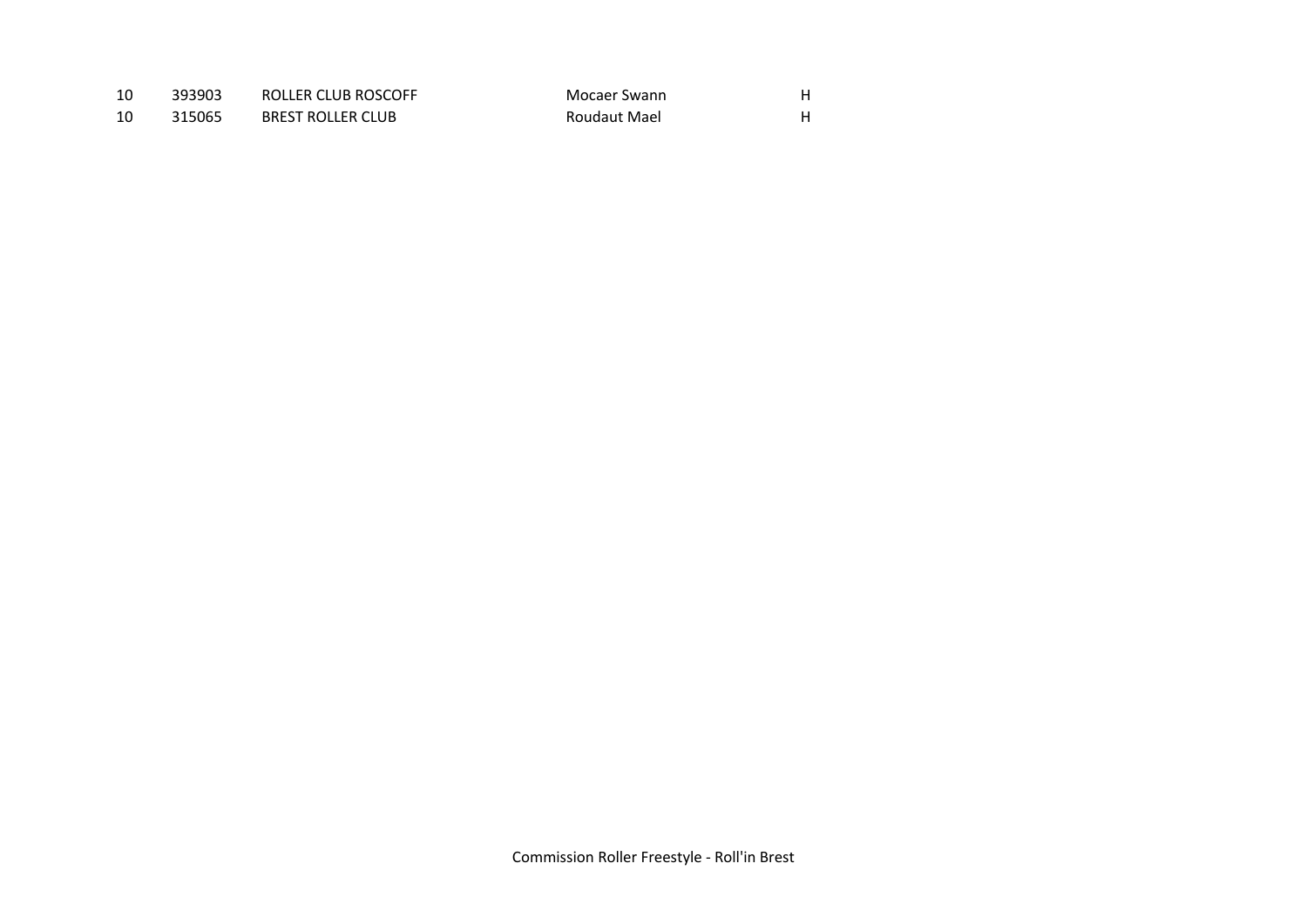| | | | | |
|---|---|---|---|---|
| 10 | 393903 | ROLLER CLUB ROSCOFF | Mocaer Swann | H |
| 10 | 315065 | BREST ROLLER CLUB | Roudaut Mael | H |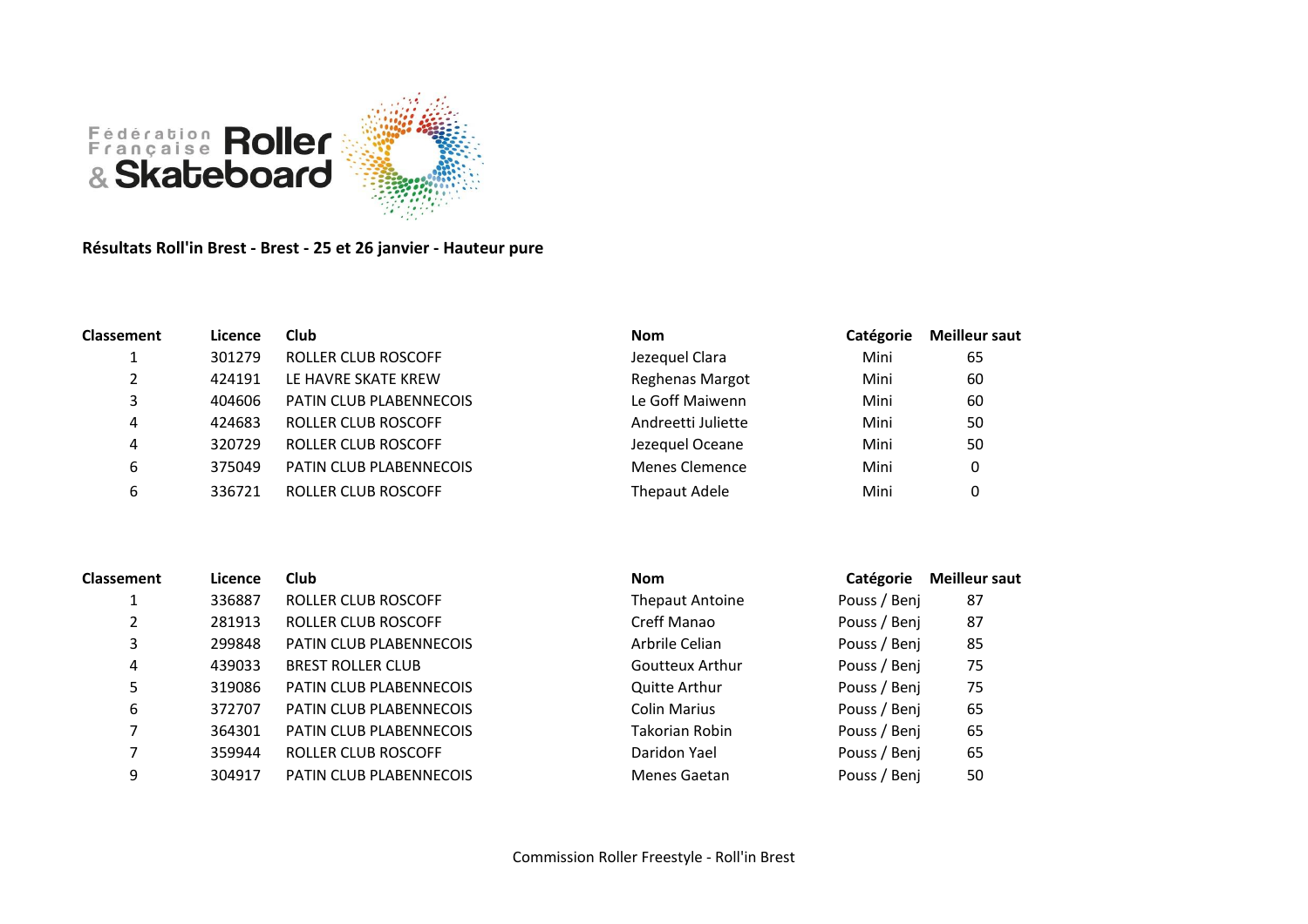**Résultats Roll'in Brest - Brest - 25 et 26 janvier - Hauteur pure**

| Classement | Licence | Club | Nom | Catégorie | Meilleur saut |
|---|---|---|---|---|---|
| 1 | 301279 | ROLLER CLUB ROSCOFF | Jezequel Clara | Mini | 65 |
| 2 | 424191 | LE HAVRE SKATE KREW | Reghenas Margot | Mini | 60 |
| 3 | 404606 | PATIN CLUB PLABENNECOIS | Le Goff Maiwenn | Mini | 60 |
| 4 | 424683 | ROLLER CLUB ROSCOFF | Andreetti Juliette | Mini | 50 |
| 4 | 320729 | ROLLER CLUB ROSCOFF | Jezequel Oceane | Mini | 50 |
| 6 | 375049 | PATIN CLUB PLABENNECOIS | Menes Clemence | Mini | 0 |
| 6 | 336721 | ROLLER CLUB ROSCOFF | Thepaut Adele | Mini | 0 |

| Classement | Licence | Club | Nom | Catégorie | Meilleur saut |
|---|---|---|---|---|---|
| 1 | 336887 | ROLLER CLUB ROSCOFF | Thepaut Antoine | Pouss / Benj | 87 |
| 2 | 281913 | ROLLER CLUB ROSCOFF | Creff Manao | Pouss / Benj | 87 |
| 3 | 299848 | PATIN CLUB PLABENNECOIS | Arbrile Celian | Pouss / Benj | 85 |
| 4 | 439033 | BREST ROLLER CLUB | Goutteux Arthur | Pouss / Benj | 75 |
| 5 | 319086 | PATIN CLUB PLABENNECOIS | Quitte Arthur | Pouss / Benj | 75 |
| 6 | 372707 | PATIN CLUB PLABENNECOIS | Colin Marius | Pouss / Benj | 65 |
| 7 | 364301 | PATIN CLUB PLABENNECOIS | Takorian Robin | Pouss / Benj | 65 |
| 7 | 359944 | ROLLER CLUB ROSCOFF | Daridon Yael | Pouss / Benj | 65 |
| 9 | 304917 | PATIN CLUB PLABENNECOIS | Menes Gaetan | Pouss / Benj | 50 |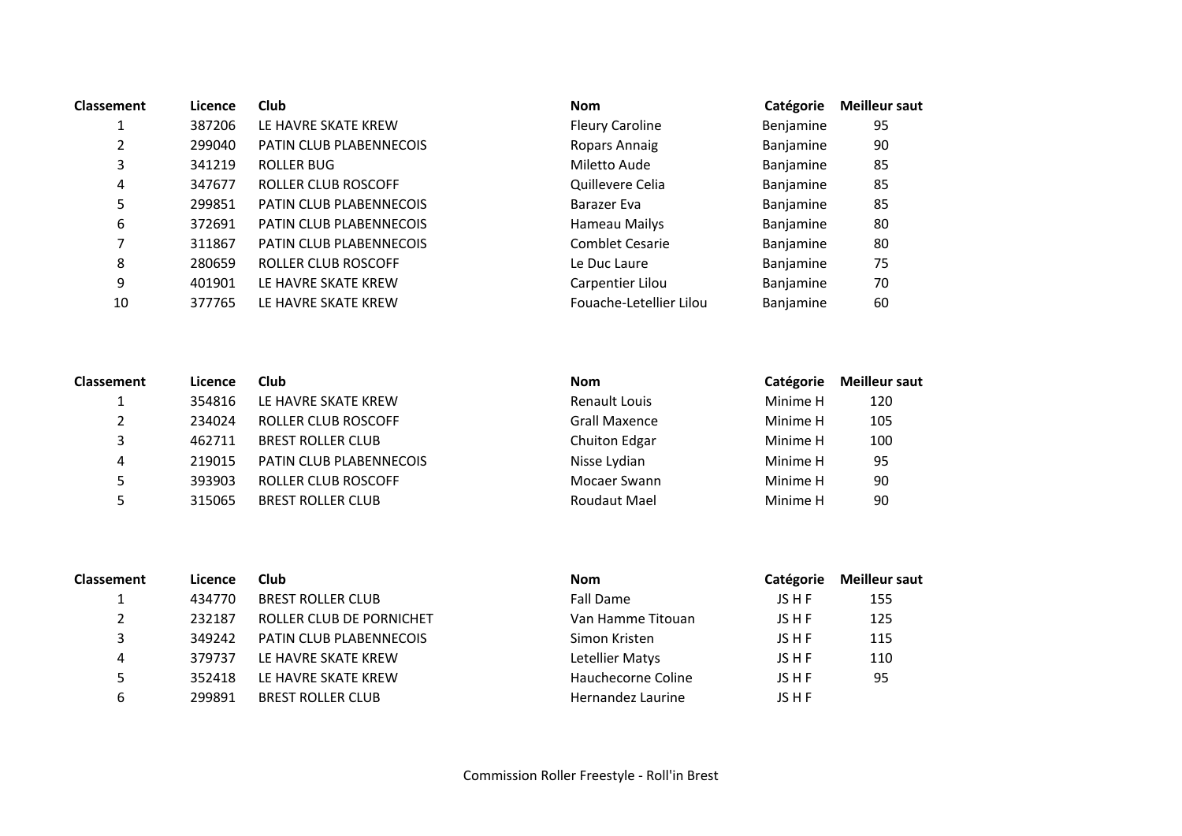| Classement | Licence | Club | Nom | Catégorie | Meilleur saut |
|---|---|---|---|---|---|
| 1 | 387206 | LE HAVRE SKATE KREW | Fleury Caroline | Benjamine | 95 |
| 2 | 299040 | PATIN CLUB PLABENNECOIS | Ropars Annaig | Banjamine | 90 |
| 3 | 341219 | ROLLER BUG | Miletto Aude | Banjamine | 85 |
| 4 | 347677 | ROLLER CLUB ROSCOFF | Quillevere Celia | Banjamine | 85 |
| 5 | 299851 | PATIN CLUB PLABENNECOIS | Barazer Eva | Banjamine | 85 |
| 6 | 372691 | PATIN CLUB PLABENNECOIS | Hameau Mailys | Banjamine | 80 |
| 7 | 311867 | PATIN CLUB PLABENNECOIS | Comblet Cesarie | Banjamine | 80 |
| 8 | 280659 | ROLLER CLUB ROSCOFF | Le Duc Laure | Banjamine | 75 |
| 9 | 401901 | LE HAVRE SKATE KREW | Carpentier Lilou | Banjamine | 70 |
| 10 | 377765 | LE HAVRE SKATE KREW | Fouache-Letellier Lilou | Banjamine | 60 |

| Classement | Licence | Club | Nom | Catégorie | Meilleur saut |
|---|---|---|---|---|---|
| 1 | 354816 | LE HAVRE SKATE KREW | Renault Louis | Minime H | 120 |
| 2 | 234024 | ROLLER CLUB ROSCOFF | Grall Maxence | Minime H | 105 |
| 3 | 462711 | BREST ROLLER CLUB | Chuiton Edgar | Minime H | 100 |
| 4 | 219015 | PATIN CLUB PLABENNECOIS | Nisse Lydian | Minime H | 95 |
| 5 | 393903 | ROLLER CLUB ROSCOFF | Mocaer Swann | Minime H | 90 |
| 5 | 315065 | BREST ROLLER CLUB | Roudaut Mael | Minime H | 90 |

| Classement | Licence | Club | Nom | Catégorie | Meilleur saut |
|---|---|---|---|---|---|
| 1 | 434770 | BREST ROLLER CLUB | Fall Dame | JS H F | 155 |
| 2 | 232187 | ROLLER CLUB DE PORNICHET | Van Hamme Titouan | JS H F | 125 |
| 3 | 349242 | PATIN CLUB PLABENNECOIS | Simon Kristen | JS H F | 115 |
| 4 | 379737 | LE HAVRE SKATE KREW | Letellier Matys | JS H F | 110 |
| 5 | 352418 | LE HAVRE SKATE KREW | Hauchecorne Coline | JS H F | 95 |
| 6 | 299891 | BREST ROLLER CLUB | Hernandez Laurine | JS H F | |

Commission Roller Freestyle - Roll'in Brest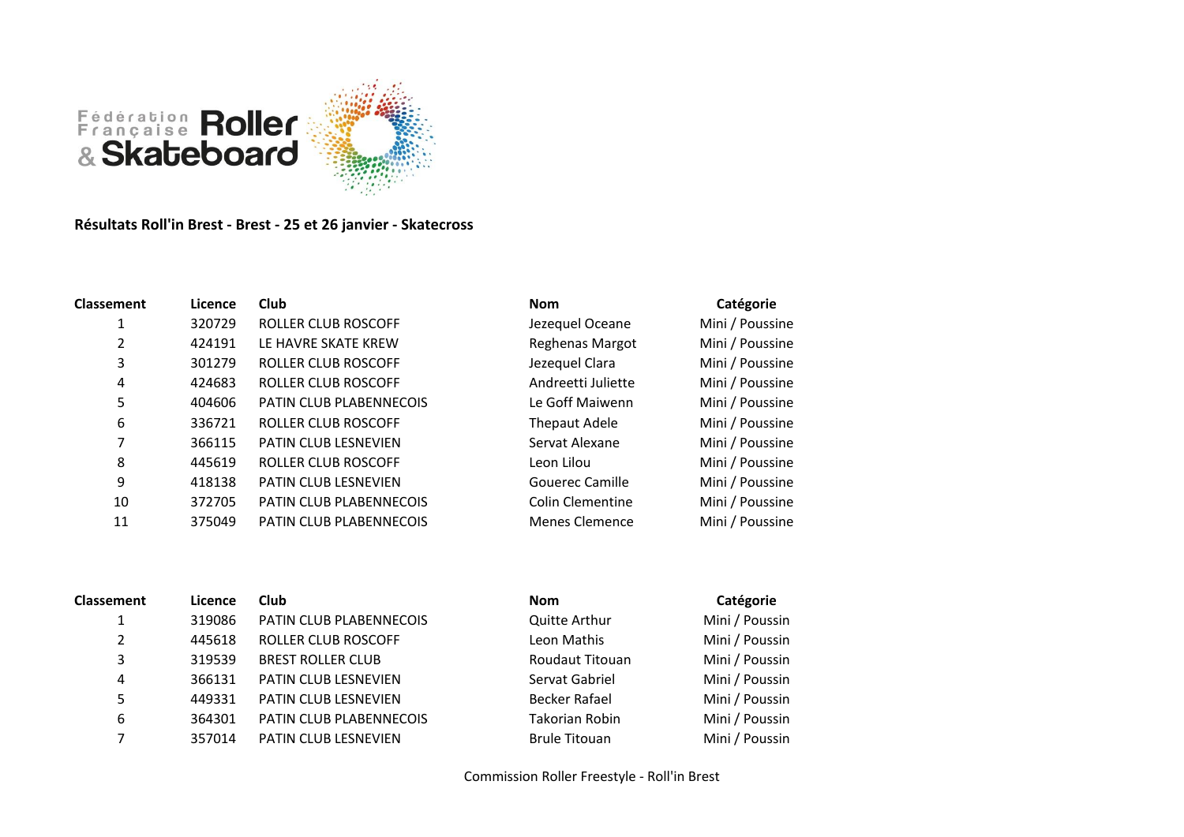**Résultats Roll'in Brest - Brest - 25 et 26 janvier - Skatecross**

| Classement | Licence | Club | Nom | Catégorie |
|---|---|---|---|---|
| 1 | 320729 | ROLLER CLUB ROSCOFF | Jezequel Oceane | Mini / Poussine |
| 2 | 424191 | LE HAVRE SKATE KREW | Reghenas Margot | Mini / Poussine |
| 3 | 301279 | ROLLER CLUB ROSCOFF | Jezequel Clara | Mini / Poussine |
| 4 | 424683 | ROLLER CLUB ROSCOFF | Andreetti Juliette | Mini / Poussine |
| 5 | 404606 | PATIN CLUB PLABENNECOIS | Le Goff Maiwenn | Mini / Poussine |
| 6 | 336721 | ROLLER CLUB ROSCOFF | Thepaut Adele | Mini / Poussine |
| 7 | 366115 | PATIN CLUB LESNEVIEN | Servat Alexane | Mini / Poussine |
| 8 | 445619 | ROLLER CLUB ROSCOFF | Leon Lilou | Mini / Poussine |
| 9 | 418138 | PATIN CLUB LESNEVIEN | Gouerec Camille | Mini / Poussine |
| 10 | 372705 | PATIN CLUB PLABENNECOIS | Colin Clementine | Mini / Poussine |
| 11 | 375049 | PATIN CLUB PLABENNECOIS | Menes Clemence | Mini / Poussine |

| Classement | Licence | Club | Nom | Catégorie |
|---|---|---|---|---|
| 1 | 319086 | PATIN CLUB PLABENNECOIS | Quitte Arthur | Mini / Poussin |
| 2 | 445618 | ROLLER CLUB ROSCOFF | Leon Mathis | Mini / Poussin |
| 3 | 319539 | BREST ROLLER CLUB | Roudaut Titouan | Mini / Poussin |
| 4 | 366131 | PATIN CLUB LESNEVIEN | Servat Gabriel | Mini / Poussin |
| 5 | 449331 | PATIN CLUB LESNEVIEN | Becker Rafael | Mini / Poussin |
| 6 | 364301 | PATIN CLUB PLABENNECOIS | Takorian Robin | Mini / Poussin |
| 7 | 357014 | PATIN CLUB LESNEVIEN | Brule Titouan | Mini / Poussin |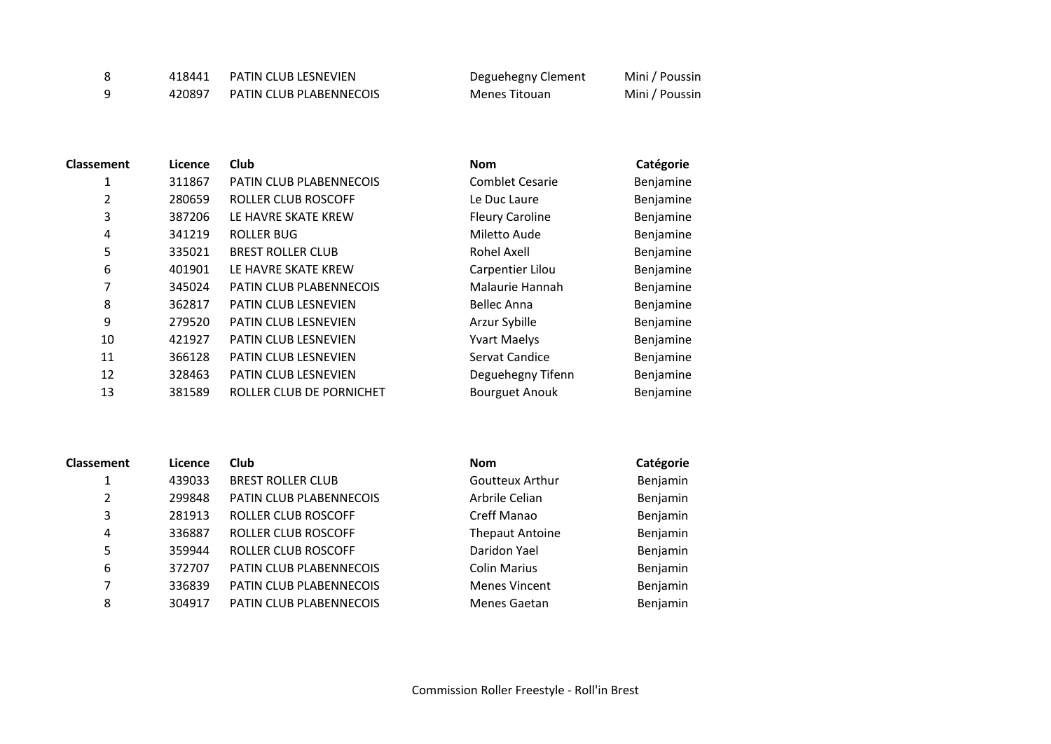| Classement | Licence | Club | Nom | Catégorie |
|---|---|---|---|---|
| 8 | 418441 | PATIN CLUB LESNEVIEN | Deguehegny Clement | Mini / Poussin |
| 9 | 420897 | PATIN CLUB PLABENNECOIS | Menes Titouan | Mini / Poussin |

| Classement | Licence | Club | Nom | Catégorie |
|---|---|---|---|---|
| 1 | 311867 | PATIN CLUB PLABENNECOIS | Comblet Cesarie | Benjamine |
| 2 | 280659 | ROLLER CLUB ROSCOFF | Le Duc Laure | Benjamine |
| 3 | 387206 | LE HAVRE SKATE KREW | Fleury Caroline | Benjamine |
| 4 | 341219 | ROLLER BUG | Miletto Aude | Benjamine |
| 5 | 335021 | BREST ROLLER CLUB | Rohel Axell | Benjamine |
| 6 | 401901 | LE HAVRE SKATE KREW | Carpentier Lilou | Benjamine |
| 7 | 345024 | PATIN CLUB PLABENNECOIS | Malaurie Hannah | Benjamine |
| 8 | 362817 | PATIN CLUB LESNEVIEN | Bellec Anna | Benjamine |
| 9 | 279520 | PATIN CLUB LESNEVIEN | Arzur Sybille | Benjamine |
| 10 | 421927 | PATIN CLUB LESNEVIEN | Yvart Maelys | Benjamine |
| 11 | 366128 | PATIN CLUB LESNEVIEN | Servat Candice | Benjamine |
| 12 | 328463 | PATIN CLUB LESNEVIEN | Deguehegny Tifenn | Benjamine |
| 13 | 381589 | ROLLER CLUB DE PORNICHET | Bourguet Anouk | Benjamine |

| Classement | Licence | Club | Nom | Catégorie |
|---|---|---|---|---|
| 1 | 439033 | BREST ROLLER CLUB | Goutteux Arthur | Benjamin |
| 2 | 299848 | PATIN CLUB PLABENNECOIS | Arbrile Celian | Benjamin |
| 3 | 281913 | ROLLER CLUB ROSCOFF | Creff Manao | Benjamin |
| 4 | 336887 | ROLLER CLUB ROSCOFF | Thepaut Antoine | Benjamin |
| 5 | 359944 | ROLLER CLUB ROSCOFF | Daridon Yael | Benjamin |
| 6 | 372707 | PATIN CLUB PLABENNECOIS | Colin Marius | Benjamin |
| 7 | 336839 | PATIN CLUB PLABENNECOIS | Menes Vincent | Benjamin |
| 8 | 304917 | PATIN CLUB PLABENNECOIS | Menes Gaetan | Benjamin |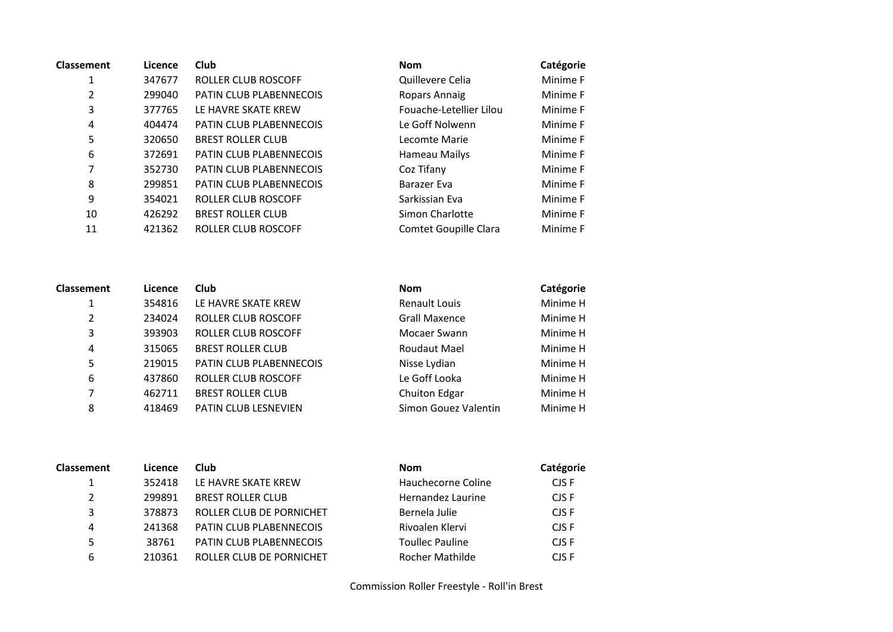| Classement | Licence | Club | Nom | Catégorie |
|---|---|---|---|---|
| 1 | 347677 | ROLLER CLUB ROSCOFF | Quillevere Celia | Minime F |
| 2 | 299040 | PATIN CLUB PLABENNECOIS | Ropars Annaig | Minime F |
| 3 | 377765 | LE HAVRE SKATE KREW | Fouache-Letellier Lilou | Minime F |
| 4 | 404474 | PATIN CLUB PLABENNECOIS | Le Goff Nolwenn | Minime F |
| 5 | 320650 | BREST ROLLER CLUB | Lecomte Marie | Minime F |
| 6 | 372691 | PATIN CLUB PLABENNECOIS | Hameau Mailys | Minime F |
| 7 | 352730 | PATIN CLUB PLABENNECOIS | Coz Tifany | Minime F |
| 8 | 299851 | PATIN CLUB PLABENNECOIS | Barazer Eva | Minime F |
| 9 | 354021 | ROLLER CLUB ROSCOFF | Sarkissian Eva | Minime F |
| 10 | 426292 | BREST ROLLER CLUB | Simon Charlotte | Minime F |
| 11 | 421362 | ROLLER CLUB ROSCOFF | Comtet Goupille Clara | Minime F |

| Classement | Licence | Club | Nom | Catégorie |
|---|---|---|---|---|
| 1 | 354816 | LE HAVRE SKATE KREW | Renault Louis | Minime H |
| 2 | 234024 | ROLLER CLUB ROSCOFF | Grall Maxence | Minime H |
| 3 | 393903 | ROLLER CLUB ROSCOFF | Mocaer Swann | Minime H |
| 4 | 315065 | BREST ROLLER CLUB | Roudaut Mael | Minime H |
| 5 | 219015 | PATIN CLUB PLABENNECOIS | Nisse Lydian | Minime H |
| 6 | 437860 | ROLLER CLUB ROSCOFF | Le Goff Looka | Minime H |
| 7 | 462711 | BREST ROLLER CLUB | Chuiton Edgar | Minime H |
| 8 | 418469 | PATIN CLUB LESNEVIEN | Simon Gouez Valentin | Minime H |

| Classement | Licence | Club | Nom | Catégorie |
|---|---|---|---|---|
| 1 | 352418 | LE HAVRE SKATE KREW | Hauchecorne Coline | CJS F |
| 2 | 299891 | BREST ROLLER CLUB | Hernandez Laurine | CJS F |
| 3 | 378873 | ROLLER CLUB DE PORNICHET | Bernela Julie | CJS F |
| 4 | 241368 | PATIN CLUB PLABENNECOIS | Rivoalen Klervi | CJS F |
| 5 | 38761 | PATIN CLUB PLABENNECOIS | Toullec Pauline | CJS F |
| 6 | 210361 | ROLLER CLUB DE PORNICHET | Rocher Mathilde | CJS F |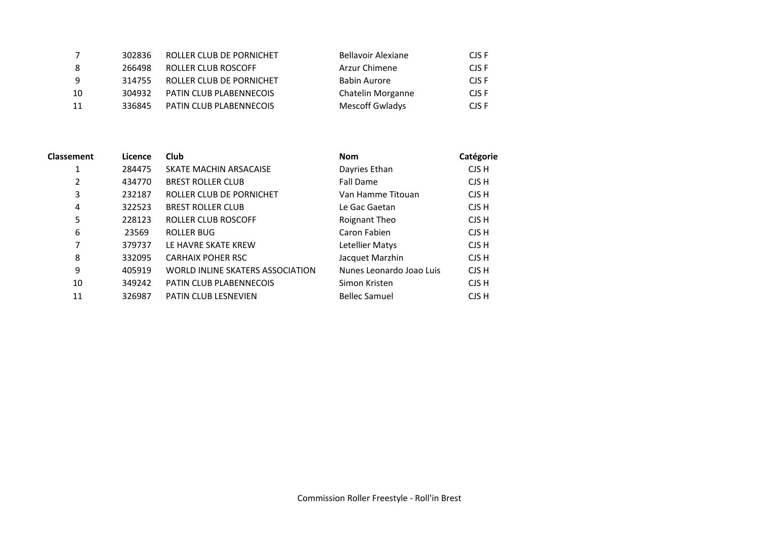| | | | | |
|---|---|---|---|---|
| 7 | 302836 | ROLLER CLUB DE PORNICHET | Bellavoir Alexiane | CJS F |
| 8 | 266498 | ROLLER CLUB ROSCOFF | Arzur Chimene | CJS F |
| 9 | 314755 | ROLLER CLUB DE PORNICHET | Babin Aurore | CJS F |
| 10 | 304932 | PATIN CLUB PLABENNECOIS | Chatelin Morganne | CJS F |
| 11 | 336845 | PATIN CLUB PLABENNECOIS | Mescoff Gwladys | CJS F |

| Classement | Licence | Club | Nom | Catégorie |
|---|---|---|---|---|
| 1 | 284475 | SKATE MACHIN ARSACAISE | Dayries Ethan | CJS H |
| 2 | 434770 | BREST ROLLER CLUB | Fall Dame | CJS H |
| 3 | 232187 | ROLLER CLUB DE PORNICHET | Van Hamme Titouan | CJS H |
| 4 | 322523 | BREST ROLLER CLUB | Le Gac Gaetan | CJS H |
| 5 | 228123 | ROLLER CLUB ROSCOFF | Roignant Theo | CJS H |
| 6 | 23569 | ROLLER BUG | Caron Fabien | CJS H |
| 7 | 379737 | LE HAVRE SKATE KREW | Letellier Matys | CJS H |
| 8 | 332095 | CARHAIX POHER RSC | Jacquet Marzhin | CJS H |
| 9 | 405919 | WORLD INLINE SKATERS ASSOCIATION | Nunes Leonardo Joao Luis | CJS H |
| 10 | 349242 | PATIN CLUB PLABENNECOIS | Simon Kristen | CJS H |
| 11 | 326987 | PATIN CLUB LESNEVIEN | Bellec Samuel | CJS H |